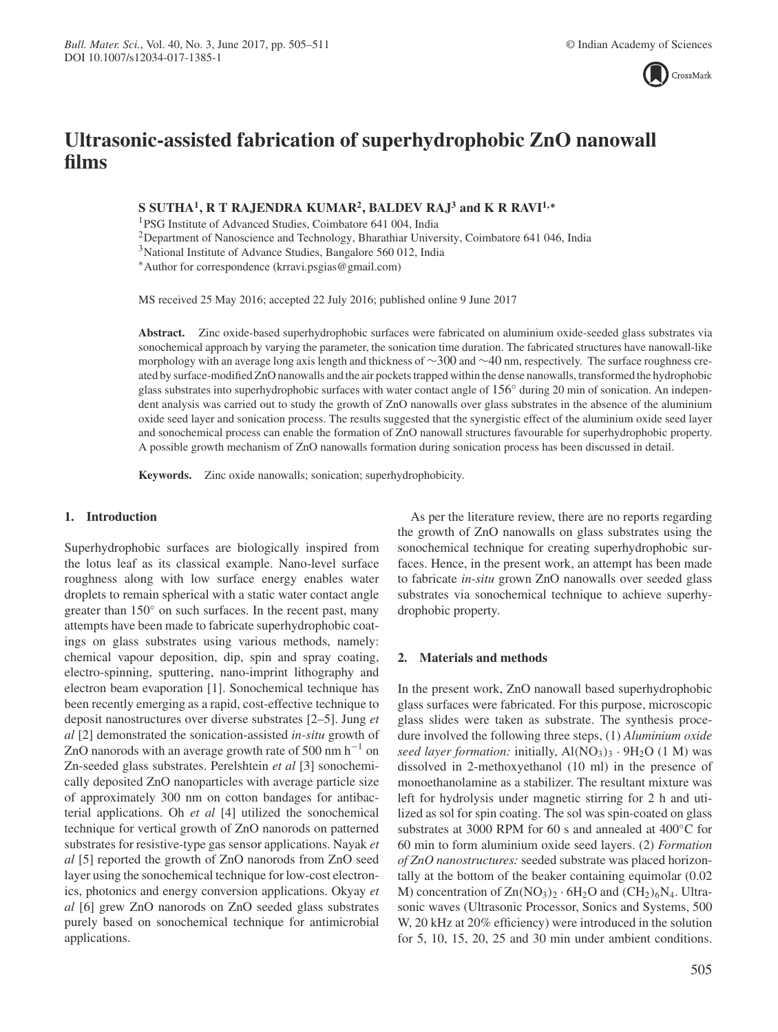# Ultrasonic-assisted fabrication of superhydrophobic ZnO nanowall films

**S SUTHA[1], R T RAJENDRA KUMAR[2], BALDEV RAJ[3] and K R RAVI[1,*]**

[1]PSG Institute of Advanced Studies, Coimbatore 641 004, India
[2]Department of Nanoscience and Technology, Bharathiar University, Coimbatore 641 046, India
[3]National Institute of Advance Studies, Bangalore 560 012, India
[*]Author for correspondence (krravi.psgias@gmail.com)

MS received 25 May 2016; accepted 22 July 2016; published online 9 June 2017

**Abstract.** Zinc oxide-based superhydrophobic surfaces were fabricated on aluminium oxide-seeded glass substrates via sonochemical approach by varying the parameter, the sonication time duration. The fabricated structures have nanowall-like morphology with an average long axis length and thickness of $\sim$300 and $\sim$40 nm, respectively. The surface roughness created by surface-modified ZnO nanowalls and the air pockets trapped within the dense nanowalls, transformed the hydrophobic glass substrates into superhydrophobic surfaces with water contact angle of $156^\circ$ during 20 min of sonication. An independent analysis was carried out to study the growth of ZnO nanowalls over glass substrates in the absence of the aluminium oxide seed layer and sonication process. The results suggested that the synergistic effect of the aluminium oxide seed layer and sonochemical process can enable the formation of ZnO nanowall structures favourable for superhydrophobic property. A possible growth mechanism of ZnO nanowalls formation during sonication process has been discussed in detail.

**Keywords.** Zinc oxide nanowalls; sonication; superhydrophobicity.

## 1. Introduction

Superhydrophobic surfaces are biologically inspired from the lotus leaf as its classical example. Nano-level surface roughness along with low surface energy enables water droplets to remain spherical with a static water contact angle greater than $150^\circ$ on such surfaces. In the recent past, many attempts have been made to fabricate superhydrophobic coatings on glass substrates using various methods, namely: chemical vapour deposition, dip, spin and spray coating, electro-spinning, sputtering, nano-imprint lithography and electron beam evaporation [1]. Sonochemical technique has been recently emerging as a rapid, cost-effective technique to deposit nanostructures over diverse substrates [2–5]. Jung *et al* [2] demonstrated the sonication-assisted *in-situ* growth of ZnO nanorods with an average growth rate of 500 nm $h^{-1}$ on Zn-seeded glass substrates. Perelshtein *et al* [3] sonochemically deposited ZnO nanoparticles with average particle size of approximately 300 nm on cotton bandages for antibacterial applications. Oh *et al* [4] utilized the sonochemical technique for vertical growth of ZnO nanorods on patterned substrates for resistive-type gas sensor applications. Nayak *et al* [5] reported the growth of ZnO nanorods from ZnO seed layer using the sonochemical technique for low-cost electronics, photonics and energy conversion applications. Okyay *et al* [6] grew ZnO nanorods on ZnO seeded glass substrates purely based on sonochemical technique for antimicrobial applications.

As per the literature review, there are no reports regarding the growth of ZnO nanowalls on glass substrates using the sonochemical technique for creating superhydrophobic surfaces. Hence, in the present work, an attempt has been made to fabricate *in-situ* grown ZnO nanowalls over seeded glass substrates via sonochemical technique to achieve superhydrophobic property.

## 2. Materials and methods

In the present work, ZnO nanowall based superhydrophobic glass surfaces were fabricated. For this purpose, microscopic glass slides were taken as substrate. The synthesis procedure involved the following three steps, (1) *Aluminium oxide seed layer formation:* initially, $Al(NO_3)_3 \cdot 9H_2O$ (1 M) was dissolved in 2-methoxyethanol (10 ml) in the presence of monoethanolamine as a stabilizer. The resultant mixture was left for hydrolysis under magnetic stirring for 2 h and utilized as sol for spin coating. The sol was spin-coated on glass substrates at 3000 RPM for 60 s and annealed at $400^\circ$C for 60 min to form aluminium oxide seed layers. (2) *Formation of ZnO nanostructures:* seeded substrate was placed horizontally at the bottom of the beaker containing equimolar (0.02 M) concentration of $Zn(NO_3)_2 \cdot 6H_2O$ and $(CH_2)_6N_4$. Ultrasonic waves (Ultrasonic Processor, Sonics and Systems, 500 W, 20 kHz at 20% efficiency) were introduced in the solution for 5, 10, 15, 20, 25 and 30 min under ambient conditions.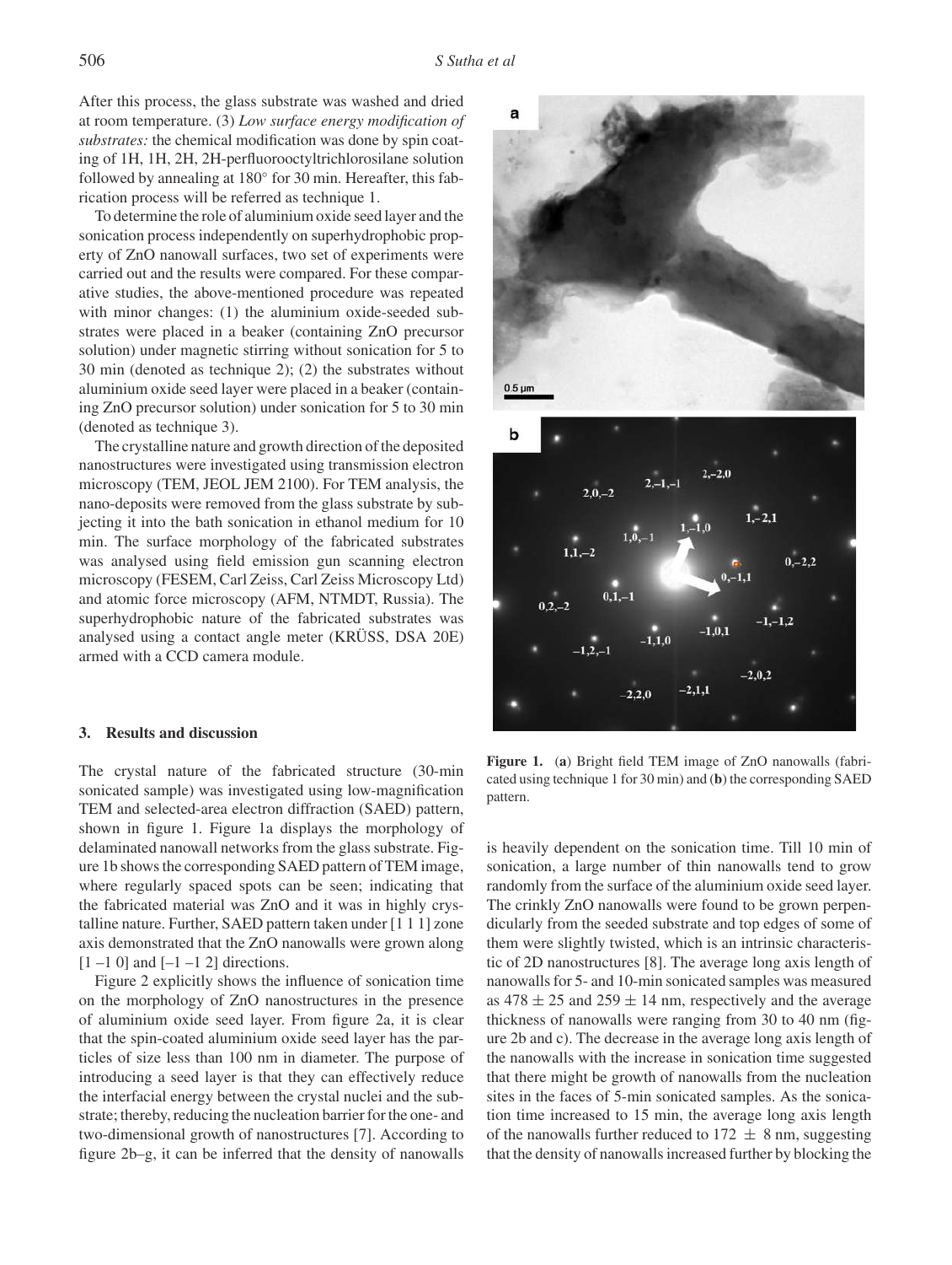After this process, the glass substrate was washed and dried at room temperature. (3) *Low surface energy modification of substrates:* the chemical modification was done by spin coating of 1H, 1H, 2H, 2H-perfluorooctyltrichlorosilane solution followed by annealing at 180° for 30 min. Hereafter, this fabrication process will be referred as technique 1.

To determine the role of aluminium oxide seed layer and the sonication process independently on superhydrophobic property of ZnO nanowall surfaces, two set of experiments were carried out and the results were compared. For these comparative studies, the above-mentioned procedure was repeated with minor changes: (1) the aluminium oxide-seeded substrates were placed in a beaker (containing ZnO precursor solution) under magnetic stirring without sonication for 5 to 30 min (denoted as technique 2); (2) the substrates without aluminium oxide seed layer were placed in a beaker (containing ZnO precursor solution) under sonication for 5 to 30 min (denoted as technique 3).

The crystalline nature and growth direction of the deposited nanostructures were investigated using transmission electron microscopy (TEM, JEOL JEM 2100). For TEM analysis, the nano-deposits were removed from the glass substrate by subjecting it into the bath sonication in ethanol medium for 10 min. The surface morphology of the fabricated substrates was analysed using field emission gun scanning electron microscopy (FESEM, Carl Zeiss, Carl Zeiss Microscopy Ltd) and atomic force microscopy (AFM, NTMDT, Russia). The superhydrophobic nature of the fabricated substrates was analysed using a contact angle meter (KRÜSS, DSA 20E) armed with a CCD camera module.

## 3. Results and discussion

The crystal nature of the fabricated structure (30-min sonicated sample) was investigated using low-magnification TEM and selected-area electron diffraction (SAED) pattern, shown in figure 1. Figure 1a displays the morphology of delaminated nanowall networks from the glass substrate. Figure 1b shows the corresponding SAED pattern of TEM image, where regularly spaced spots can be seen; indicating that the fabricated material was ZnO and it was in highly crystalline nature. Further, SAED pattern taken under [1 1 1] zone axis demonstrated that the ZnO nanowalls were grown along [1 –1 0] and [–1 –1 2] directions.

**Figure 1.** (**a**) Bright field TEM image of ZnO nanowalls (fabricated using technique 1 for 30 min) and (**b**) the corresponding SAED pattern.

Figure 2 explicitly shows the influence of sonication time on the morphology of ZnO nanostructures in the presence of aluminium oxide seed layer. From figure 2a, it is clear that the spin-coated aluminium oxide seed layer has the particles of size less than 100 nm in diameter. The purpose of introducing a seed layer is that they can effectively reduce the interfacial energy between the crystal nuclei and the substrate; thereby, reducing the nucleation barrier for the one- and two-dimensional growth of nanostructures [7]. According to figure 2b–g, it can be inferred that the density of nanowalls is heavily dependent on the sonication time. Till 10 min of sonication, a large number of thin nanowalls tend to grow randomly from the surface of the aluminium oxide seed layer. The crinkly ZnO nanowalls were found to be grown perpendicularly from the seeded substrate and top edges of some of them were slightly twisted, which is an intrinsic characteristic of 2D nanostructures [8]. The average long axis length of nanowalls for 5- and 10-min sonicated samples was measured as $478 \pm 25$ and $259 \pm 14$ nm, respectively and the average thickness of nanowalls were ranging from 30 to 40 nm (figure 2b and c). The decrease in the average long axis length of the nanowalls with the increase in sonication time suggested that there might be growth of nanowalls from the nucleation sites in the faces of 5-min sonicated samples. As the sonication time increased to 15 min, the average long axis length of the nanowalls further reduced to $172 \pm 8$ nm, suggesting that the density of nanowalls increased further by blocking the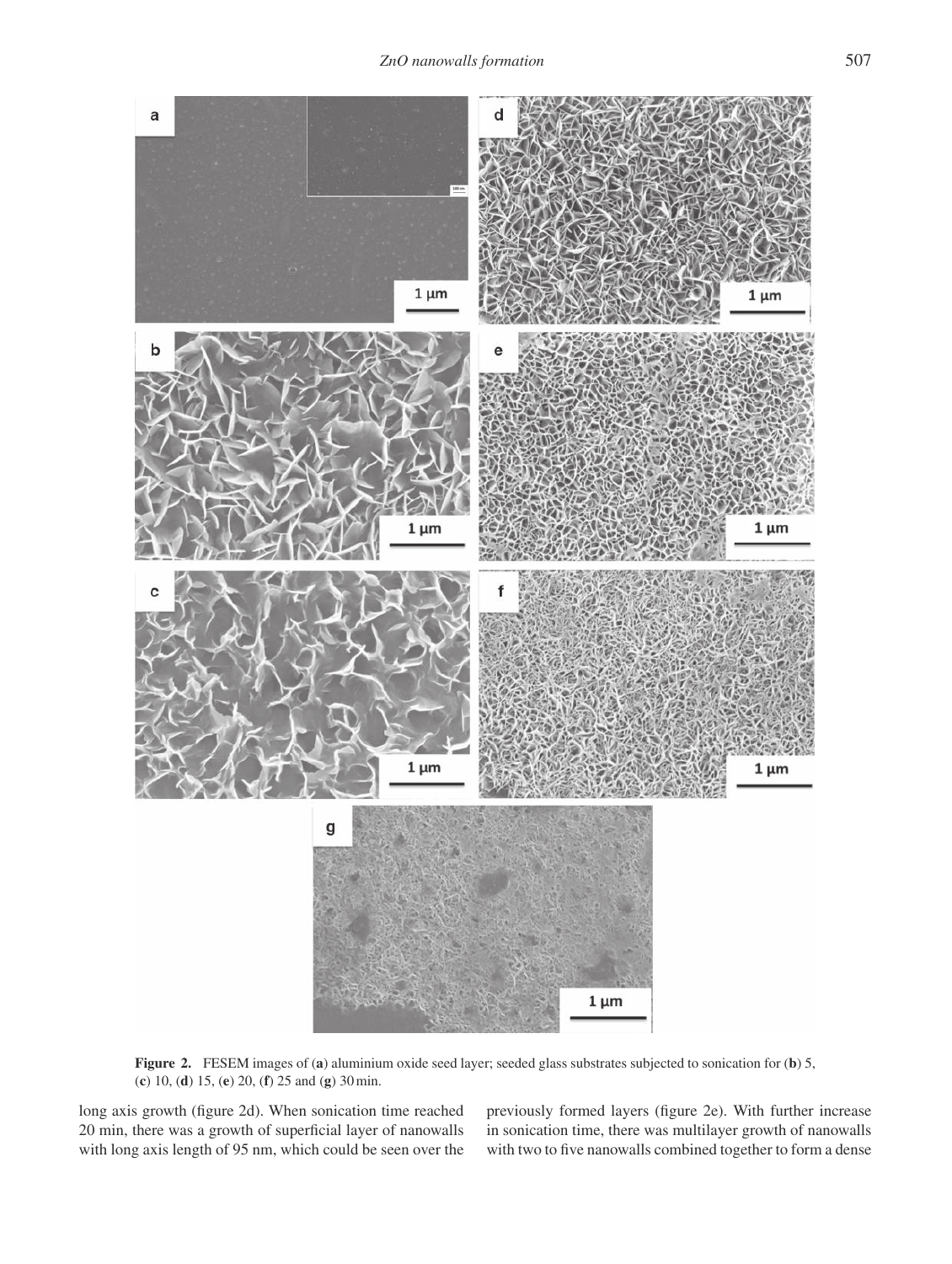**Figure 2.** FESEM images of (**a**) aluminium oxide seed layer; seeded glass substrates subjected to sonication for (**b**) 5, (**c**) 10, (**d**) 15, (**e**) 20, (**f**) 25 and (**g**) 30 min.

long axis growth (figure 2d). When sonication time reached 20 min, there was a growth of superficial layer of nanowalls with long axis length of 95 nm, which could be seen over the previously formed layers (figure 2e). With further increase in sonication time, there was multilayer growth of nanowalls with two to five nanowalls combined together to form a dense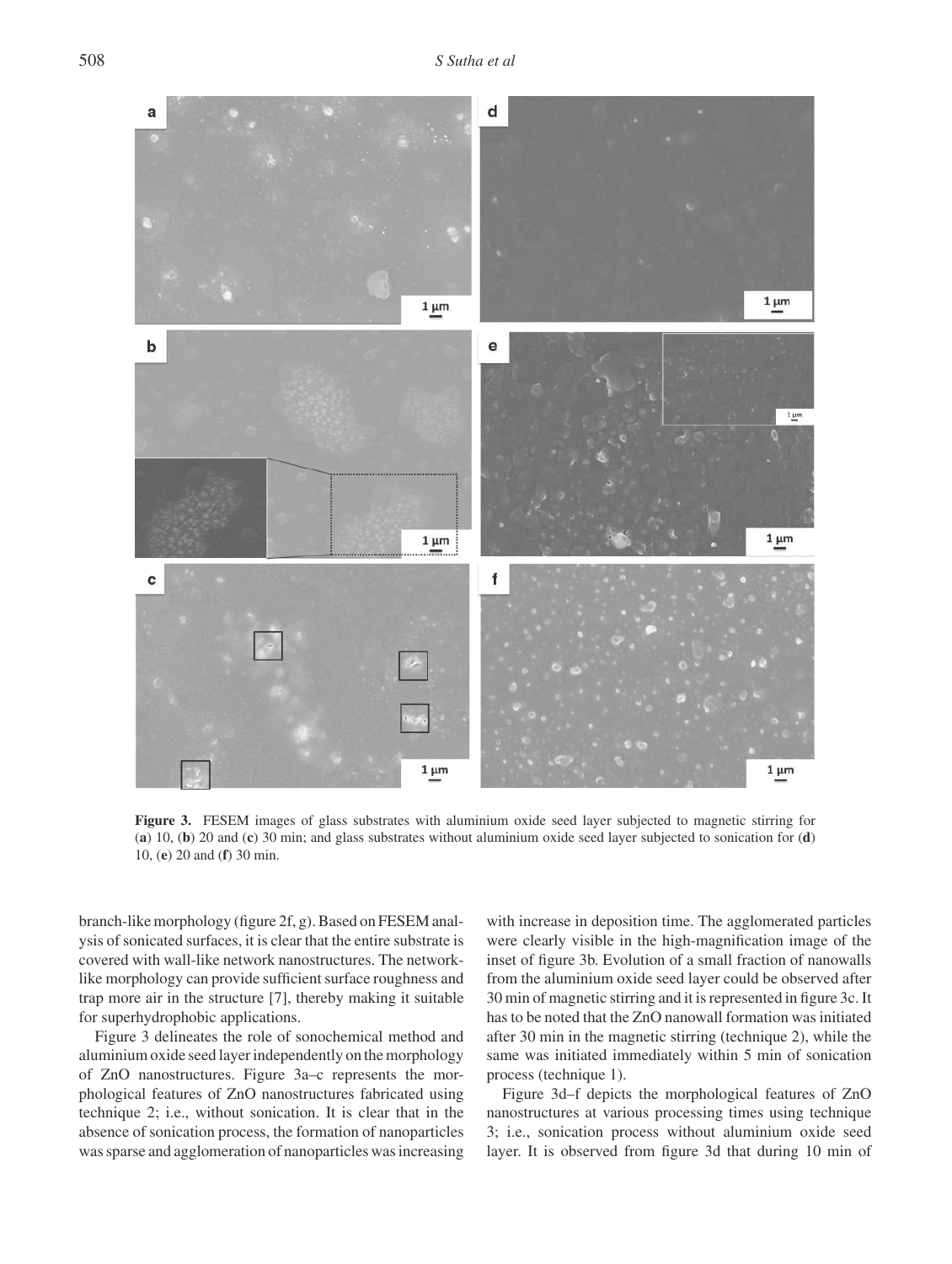**Figure 3.** FESEM images of glass substrates with aluminium oxide seed layer subjected to magnetic stirring for (**a**) 10, (**b**) 20 and (**c**) 30 min; and glass substrates without aluminium oxide seed layer subjected to sonication for (**d**) 10, (**e**) 20 and (**f**) 30 min.

branch-like morphology (figure 2f, g). Based on FESEM analysis of sonicated surfaces, it is clear that the entire substrate is covered with wall-like network nanostructures. The network-like morphology can provide sufficient surface roughness and trap more air in the structure [7], thereby making it suitable for superhydrophobic applications.

Figure 3 delineates the role of sonochemical method and aluminium oxide seed layer independently on the morphology of ZnO nanostructures. Figure 3a–c represents the morphological features of ZnO nanostructures fabricated using technique 2; i.e., without sonication. It is clear that in the absence of sonication process, the formation of nanoparticles was sparse and agglomeration of nanoparticles was increasing with increase in deposition time. The agglomerated particles were clearly visible in the high-magnification image of the inset of figure 3b. Evolution of a small fraction of nanowalls from the aluminium oxide seed layer could be observed after 30 min of magnetic stirring and it is represented in figure 3c. It has to be noted that the ZnO nanowall formation was initiated after 30 min in the magnetic stirring (technique 2), while the same was initiated immediately within 5 min of sonication process (technique 1).

Figure 3d–f depicts the morphological features of ZnO nanostructures at various processing times using technique 3; i.e., sonication process without aluminium oxide seed layer. It is observed from figure 3d that during 10 min of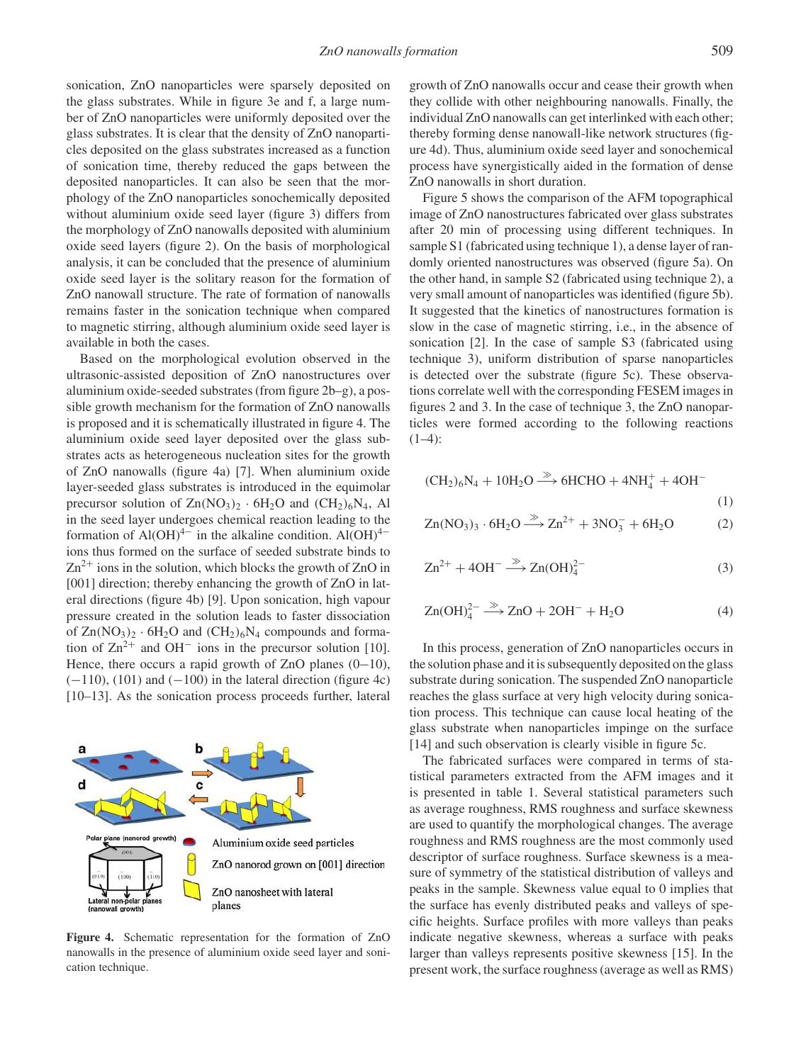sonication, ZnO nanoparticles were sparsely deposited on the glass substrates. While in figure 3e and f, a large number of ZnO nanoparticles were uniformly deposited over the glass substrates. It is clear that the density of ZnO nanoparticles deposited on the glass substrates increased as a function of sonication time, thereby reduced the gaps between the deposited nanoparticles. It can also be seen that the morphology of the ZnO nanoparticles sonochemically deposited without aluminium oxide seed layer (figure 3) differs from the morphology of ZnO nanowalls deposited with aluminium oxide seed layers (figure 2). On the basis of morphological analysis, it can be concluded that the presence of aluminium oxide seed layer is the solitary reason for the formation of ZnO nanowall structure. The rate of formation of nanowalls remains faster in the sonication technique when compared to magnetic stirring, although aluminium oxide seed layer is available in both the cases.

Based on the morphological evolution observed in the ultrasonic-assisted deposition of ZnO nanostructures over aluminium oxide-seeded substrates (from figure 2b–g), a possible growth mechanism for the formation of ZnO nanowalls is proposed and it is schematically illustrated in figure 4. The aluminium oxide seed layer deposited over the glass substrates acts as heterogeneous nucleation sites for the growth of ZnO nanowalls (figure 4a) [7]. When aluminium oxide layer-seeded glass substrates is introduced in the equimolar precursor solution of $Zn(NO_3)_2 \cdot 6H_2O$ and $(CH_2)_6N_4$, Al in the seed layer undergoes chemical reaction leading to the formation of $Al(OH)^{4-}$ in the alkaline condition. $Al(OH)^{4-}$ ions thus formed on the surface of seeded substrate binds to $Zn^{2+}$ ions in the solution, which blocks the growth of ZnO in [001] direction; thereby enhancing the growth of ZnO in lateral directions (figure 4b) [9]. Upon sonication, high vapour pressure created in the solution leads to faster dissociation of $Zn(NO_3)_2 \cdot 6H_2O$ and $(CH_2)_6N_4$ compounds and formation of $Zn^{2+}$ and $OH^-$ ions in the precursor solution [10]. Hence, there occurs a rapid growth of ZnO planes (0−10), (−110), (101) and (−100) in the lateral direction (figure 4c) [10–13]. As the sonication process proceeds further, lateral growth of ZnO nanowalls occur and cease their growth when they collide with other neighbouring nanowalls. Finally, the individual ZnO nanowalls can get interlinked with each other; thereby forming dense nanowall-like network structures (figure 4d). Thus, aluminium oxide seed layer and sonochemical process have synergistically aided in the formation of dense ZnO nanowalls in short duration.

**Figure 4.** Schematic representation for the formation of ZnO nanowalls in the presence of aluminium oxide seed layer and sonication technique.

Figure 5 shows the comparison of the AFM topographical image of ZnO nanostructures fabricated over glass substrates after 20 min of processing using different techniques. In sample S1 (fabricated using technique 1), a dense layer of randomly oriented nanostructures was observed (figure 5a). On the other hand, in sample S2 (fabricated using technique 2), a very small amount of nanoparticles was identified (figure 5b). It suggested that the kinetics of nanostructures formation is slow in the case of magnetic stirring, i.e., in the absence of sonication [2]. In the case of sample S3 (fabricated using technique 3), uniform distribution of sparse nanoparticles is detected over the substrate (figure 5c). These observations correlate well with the corresponding FESEM images in figures 2 and 3. In the case of technique 3, the ZnO nanoparticles were formed according to the following reactions (1–4):

$$(CH_2)_6N_4 + 10H_2O \xrightarrow{\gg} 6HCHO + 4NH_4^+ + 4OH^- \quad (1)$$

$$Zn(NO_3)_3 \cdot 6H_2O \xrightarrow{\gg} Zn^{2+} + 3NO_3^- + 6H_2O \quad (2)$$

$$Zn^{2+} + 4OH^- \longrightarrow Zn(OH)_4^{2-} \quad (3)$$

$$Zn(OH)_4^{2-} \xrightarrow{\gg} ZnO + 2OH^- + H_2O \quad (4)$$

In this process, generation of ZnO nanoparticles occurs in the solution phase and it is subsequently deposited on the glass substrate during sonication. The suspended ZnO nanoparticle reaches the glass surface at very high velocity during sonication process. This technique can cause local heating of the glass substrate when nanoparticles impinge on the surface [14] and such observation is clearly visible in figure 5c.

The fabricated surfaces were compared in terms of statistical parameters extracted from the AFM images and it is presented in table 1. Several statistical parameters such as average roughness, RMS roughness and surface skewness are used to quantify the morphological changes. The average roughness and RMS roughness are the most commonly used descriptor of surface roughness. Surface skewness is a measure of symmetry of the statistical distribution of valleys and peaks in the sample. Skewness value equal to 0 implies that the surface has evenly distributed peaks and valleys of specific heights. Surface profiles with more valleys than peaks indicate negative skewness, whereas a surface with peaks larger than valleys represents positive skewness [15]. In the present work, the surface roughness (average as well as RMS)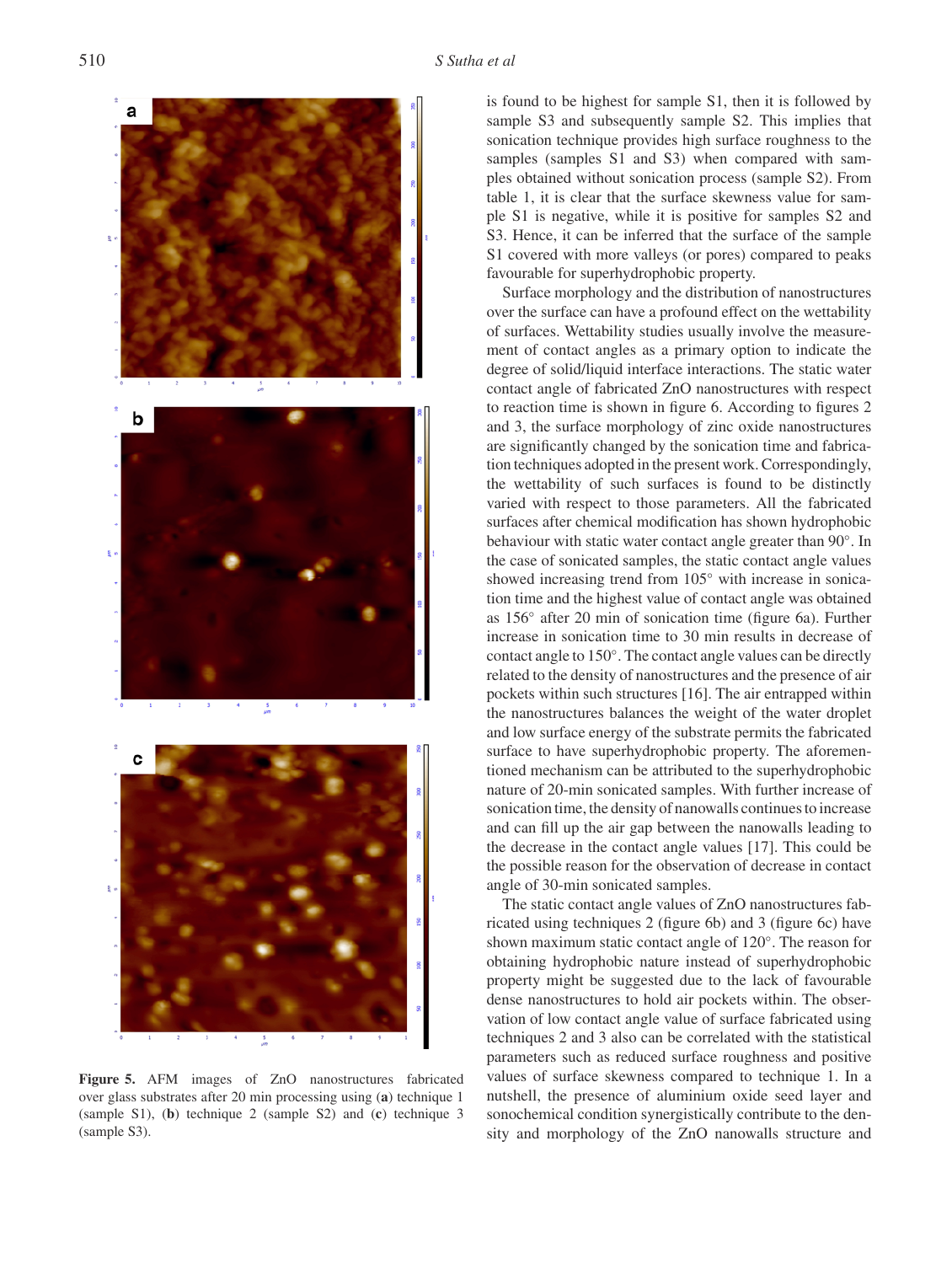Figure 5. AFM images of ZnO nanostructures fabricated over glass substrates after 20 min processing using (**a**) technique 1 (sample S1), (**b**) technique 2 (sample S2) and (**c**) technique 3 (sample S3).

is found to be highest for sample S1, then it is followed by sample S3 and subsequently sample S2. This implies that sonication technique provides high surface roughness to the samples (samples S1 and S3) when compared with samples obtained without sonication process (sample S2). From table 1, it is clear that the surface skewness value for sample S1 is negative, while it is positive for samples S2 and S3. Hence, it can be inferred that the surface of the sample S1 covered with more valleys (or pores) compared to peaks favourable for superhydrophobic property.

Surface morphology and the distribution of nanostructures over the surface can have a profound effect on the wettability of surfaces. Wettability studies usually involve the measurement of contact angles as a primary option to indicate the degree of solid/liquid interface interactions. The static water contact angle of fabricated ZnO nanostructures with respect to reaction time is shown in figure 6. According to figures 2 and 3, the surface morphology of zinc oxide nanostructures are significantly changed by the sonication time and fabrication techniques adopted in the present work. Correspondingly, the wettability of such surfaces is found to be distinctly varied with respect to those parameters. All the fabricated surfaces after chemical modification has shown hydrophobic behaviour with static water contact angle greater than 90°. In the case of sonicated samples, the static contact angle values showed increasing trend from 105° with increase in sonication time and the highest value of contact angle was obtained as 156° after 20 min of sonication time (figure 6a). Further increase in sonication time to 30 min results in decrease of contact angle to 150°. The contact angle values can be directly related to the density of nanostructures and the presence of air pockets within such structures [16]. The air entrapped within the nanostructures balances the weight of the water droplet and low surface energy of the substrate permits the fabricated surface to have superhydrophobic property. The aforementioned mechanism can be attributed to the superhydrophobic nature of 20-min sonicated samples. With further increase of sonication time, the density of nanowalls continues to increase and can fill up the air gap between the nanowalls leading to the decrease in the contact angle values [17]. This could be the possible reason for the observation of decrease in contact angle of 30-min sonicated samples.

The static contact angle values of ZnO nanostructures fabricated using techniques 2 (figure 6b) and 3 (figure 6c) have shown maximum static contact angle of 120°. The reason for obtaining hydrophobic nature instead of superhydrophobic property might be suggested due to the lack of favourable dense nanostructures to hold air pockets within. The observation of low contact angle value of surface fabricated using techniques 2 and 3 also can be correlated with the statistical parameters such as reduced surface roughness and positive values of surface skewness compared to technique 1. In a nutshell, the presence of aluminium oxide seed layer and sonochemical condition synergistically contribute to the density and morphology of the ZnO nanowalls structure and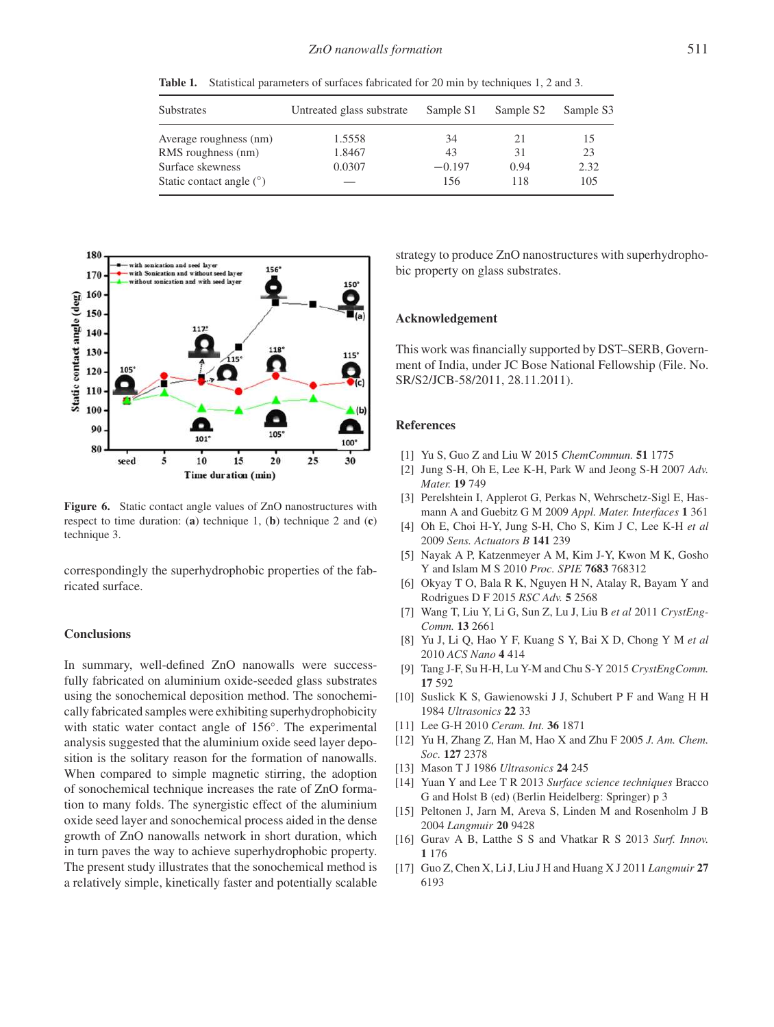**Table 1.** Statistical parameters of surfaces fabricated for 20 min by techniques 1, 2 and 3.

| Substrates | Untreated glass substrate | Sample S1 | Sample S2 | Sample S3 |
|---|---|---|---|---|
| Average roughness (nm) | 1.5558 | 34 | 21 | 15 |
| RMS roughness (nm) | 1.8467 | 43 | 31 | 23 |
| Surface skewness | 0.0307 | −0.197 | 0.94 | 2.32 |
| Static contact angle (°) | — | 156 | 118 | 105 |

Static contact angle (deg)
Time duration (min)
with sonication and seed layer
with Sonication and without seed layer
without sonication and with seed layer
seed 5 10 15 20 25 30
80 90 100 110 120 130 140 150 160 170 180
105° 117° 115° 156° 118° 150° 115° 101° 105° 100°
(a) (b) (c)

**Figure 6.** Static contact angle values of ZnO nanostructures with respect to time duration: (**a**) technique 1, (**b**) technique 2 and (**c**) technique 3.

correspondingly the superhydrophobic properties of the fabricated surface.

## Conclusions

In summary, well-defined ZnO nanowalls were successfully fabricated on aluminium oxide-seeded glass substrates using the sonochemical deposition method. The sonochemically fabricated samples were exhibiting superhydrophobicity with static water contact angle of 156°. The experimental analysis suggested that the aluminium oxide seed layer deposition is the solitary reason for the formation of nanowalls. When compared to simple magnetic stirring, the adoption of sonochemical technique increases the rate of ZnO formation to many folds. The synergistic effect of the aluminium oxide seed layer and sonochemical process aided in the dense growth of ZnO nanowalls network in short duration, which in turn paves the way to achieve superhydrophobic property. The present study illustrates that the sonochemical method is a relatively simple, kinetically faster and potentially scalable strategy to produce ZnO nanostructures with superhydrophobic property on glass substrates.

## Acknowledgement

This work was financially supported by DST–SERB, Government of India, under JC Bose National Fellowship (File. No. SR/S2/JCB-58/2011, 28.11.2011).

## References

[1] Yu S, Guo Z and Liu W 2015 *ChemCommun.* **51** 1775

[2] Jung S-H, Oh E, Lee K-H, Park W and Jeong S-H 2007 *Adv. Mater.* **19** 749

[3] Perelshtein I, Applerot G, Perkas N, Wehrschetz-Sigl E, Hasmann A and Guebitz G M 2009 *Appl. Mater. Interfaces* **1** 361

[4] Oh E, Choi H-Y, Jung S-H, Cho S, Kim J C, Lee K-H *et al* 2009 *Sens. Actuators B* **141** 239

[5] Nayak A P, Katzenmeyer A M, Kim J-Y, Kwon M K, Gosho Y and Islam M S 2010 *Proc. SPIE* **7683** 768312

[6] Okyay T O, Bala R K, Nguyen H N, Atalay R, Bayam Y and Rodrigues D F 2015 *RSC Adv.* **5** 2568

[7] Wang T, Liu Y, Li G, Sun Z, Lu J, Liu B *et al* 2011 *CrystEngComm.* **13** 2661

[8] Yu J, Li Q, Hao Y F, Kuang S Y, Bai X D, Chong Y M *et al* 2010 *ACS Nano* **4** 414

[9] Tang J-F, Su H-H, Lu Y-M and Chu S-Y 2015 *CrystEngComm.* **17** 592

[10] Suslick K S, Gawienowski J J, Schubert P F and Wang H H 1984 *Ultrasonics* **22** 33

[11] Lee G-H 2010 *Ceram. Int.* **36** 1871

[12] Yu H, Zhang Z, Han M, Hao X and Zhu F 2005 *J. Am. Chem. Soc.* **127** 2378

[13] Mason T J 1986 *Ultrasonics* **24** 245

[14] Yuan Y and Lee T R 2013 *Surface science techniques* Bracco G and Holst B (ed) (Berlin Heidelberg: Springer) p 3

[15] Peltonen J, Jarn M, Areva S, Linden M and Rosenholm J B 2004 *Langmuir* **20** 9428

[16] Gurav A B, Latthe S S and Vhatkar R S 2013 *Surf. Innov.* **1** 176

[17] Guo Z, Chen X, Li J, Liu J H and Huang X J 2011 *Langmuir* **27** 6193